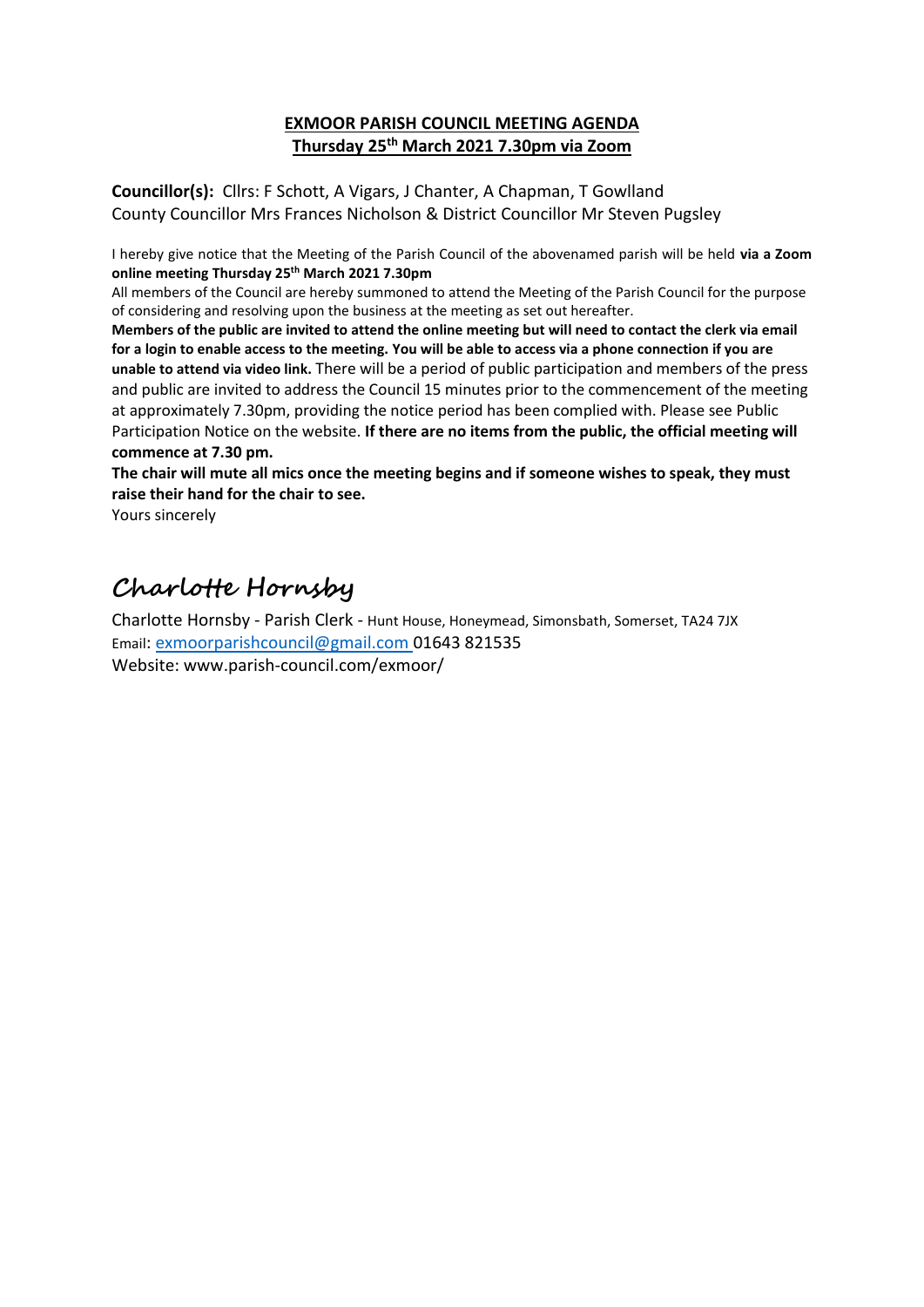**EXMOOR PARISH COUNCIL MEETING AGENDA**
**Thursday 25th March 2021 7.30pm via Zoom**

**Councillor(s):** Cllrs: F Schott, A Vigars, J Chanter, A Chapman, T Gowlland
County Councillor Mrs Frances Nicholson & District Councillor Mr Steven Pugsley

I hereby give notice that the Meeting of the Parish Council of the abovenamed parish will be held **via a Zoom online meeting Thursday 25th March 2021 7.30pm**
All members of the Council are hereby summoned to attend the Meeting of the Parish Council for the purpose of considering and resolving upon the business at the meeting as set out hereafter.
**Members of the public are invited to attend the online meeting but will need to contact the clerk via email for a login to enable access to the meeting. You will be able to access via a phone connection if you are unable to attend via video link.** There will be a period of public participation and members of the press and public are invited to address the Council 15 minutes prior to the commencement of the meeting at approximately 7.30pm, providing the notice period has been complied with. Please see Public Participation Notice on the website. **If there are no items from the public, the official meeting will commence at 7.30 pm.**
**The chair will mute all mics once the meeting begins and if someone wishes to speak, they must raise their hand for the chair to see.**
Yours sincerely

*Charlotte Hornsby*

Charlotte Hornsby - Parish Clerk - Hunt House, Honeymead, Simonsbath, Somerset, TA24 7JX
Email: exmoorparishcouncil@gmail.com 01643 821535
Website: www.parish-council.com/exmoor/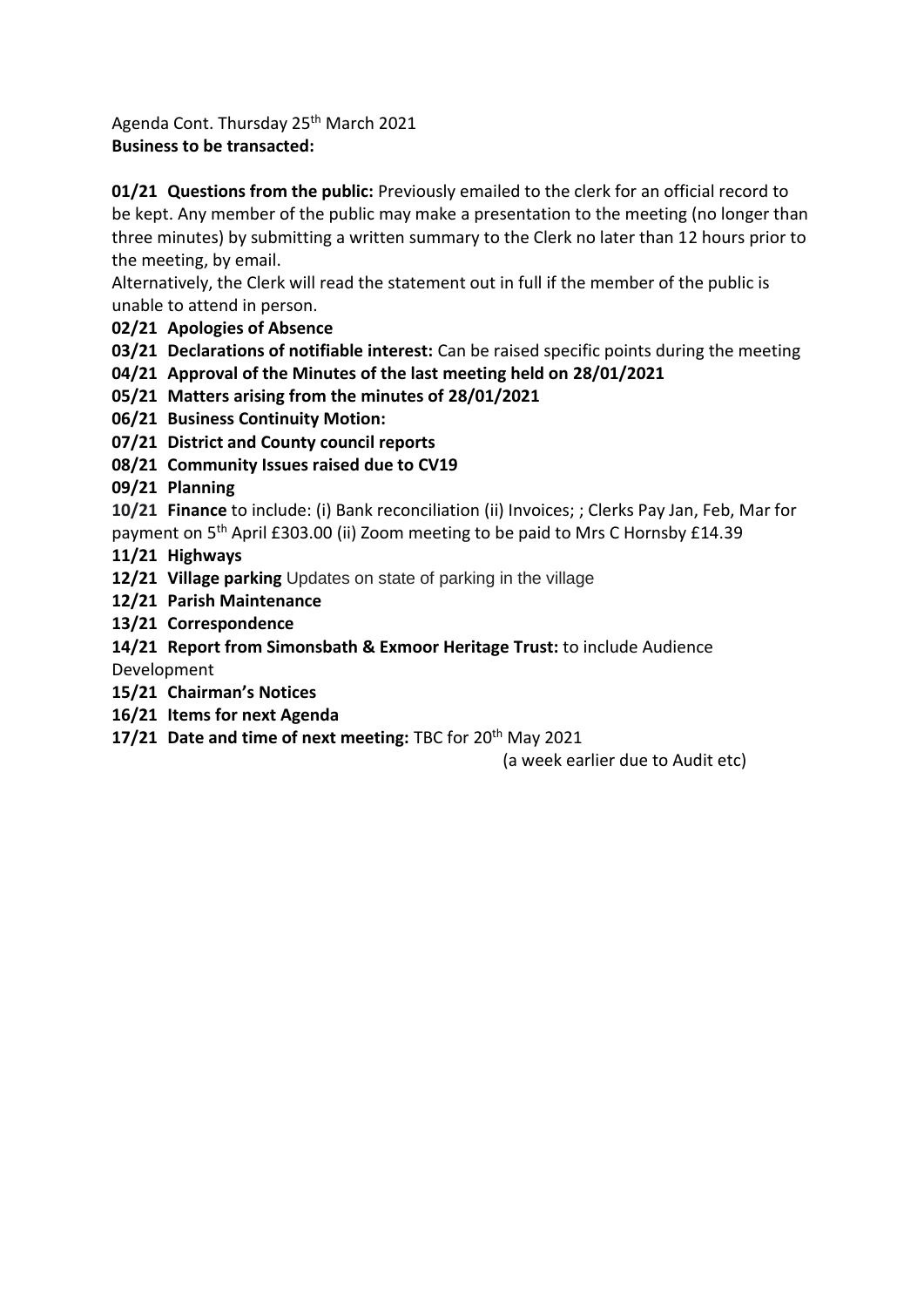Agenda Cont. Thursday 25th March 2021
**Business to be transacted:**

**01/21 Questions from the public:** Previously emailed to the clerk for an official record to be kept. Any member of the public may make a presentation to the meeting (no longer than three minutes) by submitting a written summary to the Clerk no later than 12 hours prior to the meeting, by email.
Alternatively, the Clerk will read the statement out in full if the member of the public is unable to attend in person.

**02/21 Apologies of Absence**

**03/21 Declarations of notifiable interest:** Can be raised specific points during the meeting

**04/21 Approval of the Minutes of the last meeting held on 28/01/2021**

**05/21 Matters arising from the minutes of 28/01/2021**

**06/21 Business Continuity Motion:**

**07/21 District and County council reports**

**08/21 Community Issues raised due to CV19**

**09/21 Planning**

**10/21 Finance** to include: (i) Bank reconciliation (ii) Invoices; ; Clerks Pay Jan, Feb, Mar for payment on 5th April £303.00 (ii) Zoom meeting to be paid to Mrs C Hornsby £14.39

**11/21 Highways**

**12/21 Village parking** Updates on state of parking in the village

**12/21 Parish Maintenance**

**13/21 Correspondence**

**14/21 Report from Simonsbath & Exmoor Heritage Trust:** to include Audience Development

**15/21 Chairman's Notices**

**16/21 Items for next Agenda**

**17/21 Date and time of next meeting:** TBC for 20th May 2021
(a week earlier due to Audit etc)